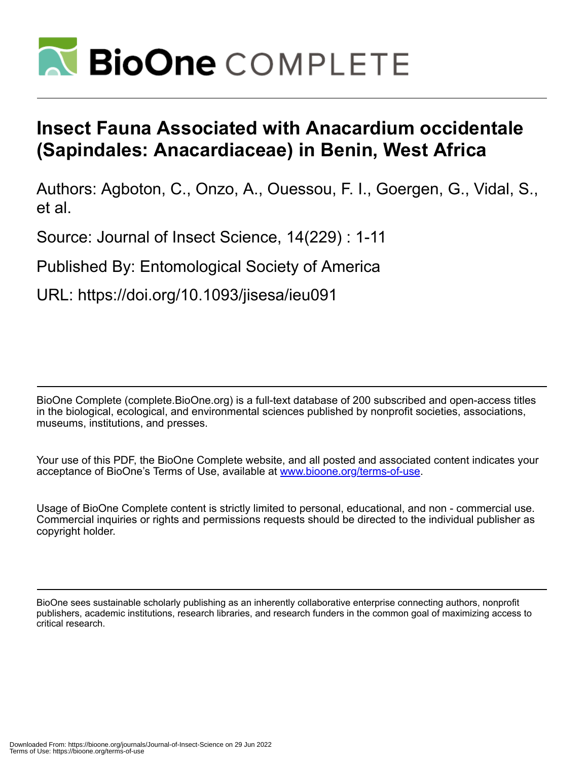# Insect Fauna Associated with Anacardium occidentale (Sapindales: Anacardiaceae) in Benin, West Africa

Authors: Agboton, C., Onzo, A., Ouessou, F. I., Goergen, G., Vidal, S., et al.

Source: Journal of Insect Science, 14(229) : 1-11

Published By: Entomological Society of America

URL: https://doi.org/10.1093/jisesa/ieu091

BioOne Complete (complete.BioOne.org) is a full-text database of 200 subscribed and open-access titles in the biological, ecological, and environmental sciences published by nonprofit societies, associations, museums, institutions, and presses.

Your use of this PDF, the BioOne Complete website, and all posted and associated content indicates your acceptance of BioOne's Terms of Use, available at www.bioone.org/terms-of-use.

Usage of BioOne Complete content is strictly limited to personal, educational, and non - commercial use. Commercial inquiries or rights and permissions requests should be directed to the individual publisher as copyright holder.

BioOne sees sustainable scholarly publishing as an inherently collaborative enterprise connecting authors, nonprofit publishers, academic institutions, research libraries, and research funders in the common goal of maximizing access to critical research.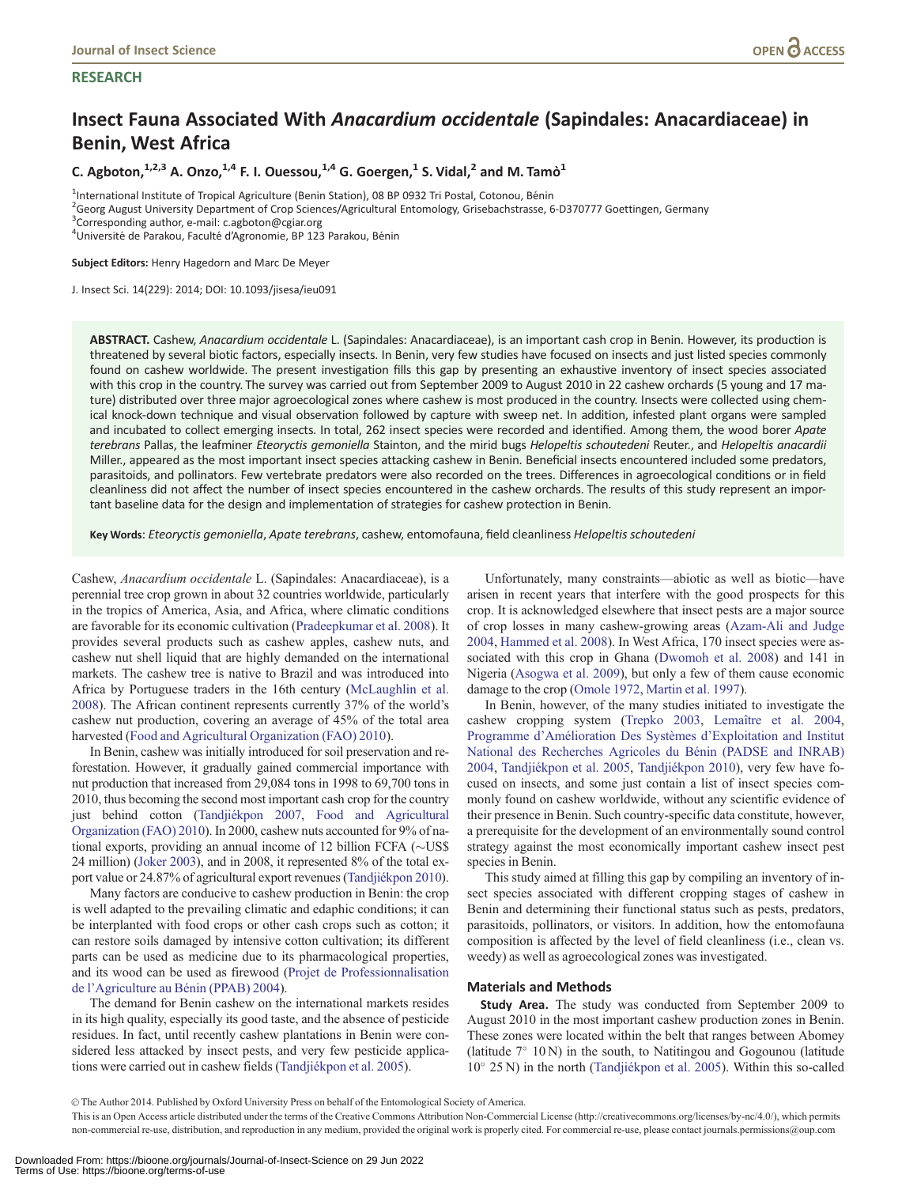**RESEARCH**

# Insect Fauna Associated With *Anacardium occidentale* (Sapindales: Anacardiaceae) in Benin, West Africa

**C. Agboton,[1,2,3] A. Onzo,[1,4] F. I. Ouessou,[1,4] G. Goergen,[1] S. Vidal,[2] and M. Tamò[1]**

[1]International Institute of Tropical Agriculture (Benin Station), 08 BP 0932 Tri Postal, Cotonou, Bénin
[2]Georg August University Department of Crop Sciences/Agricultural Entomology, Grisebachstrasse, 6-D370777 Goettingen, Germany
[3]Corresponding author, e-mail: c.agboton@cgiar.org
[4]Université de Parakou, Faculté d'Agronomie, BP 123 Parakou, Bénin

**Subject Editors:** Henry Hagedorn and Marc De Meyer

J. Insect Sci. 14(229): 2014; DOI: 10.1093/jisesa/ieu091

**ABSTRACT.** Cashew, *Anacardium occidentale* L. (Sapindales: Anacardiaceae), is an important cash crop in Benin. However, its production is threatened by several biotic factors, especially insects. In Benin, very few studies have focused on insects and just listed species commonly found on cashew worldwide. The present investigation fills this gap by presenting an exhaustive inventory of insect species associated with this crop in the country. The survey was carried out from September 2009 to August 2010 in 22 cashew orchards (5 young and 17 mature) distributed over three major agroecological zones where cashew is most produced in the country. Insects were collected using chemical knock-down technique and visual observation followed by capture with sweep net. In addition, infested plant organs were sampled and incubated to collect emerging insects. In total, 262 insect species were recorded and identified. Among them, the wood borer *Apate terebrans* Pallas, the leafminer *Eteoryctis gemoniella* Stainton, and the mirid bugs *Helopeltis schoutedeni* Reuter., and *Helopeltis anacardii* Miller., appeared as the most important insect species attacking cashew in Benin. Beneficial insects encountered included some predators, parasitoids, and pollinators. Few vertebrate predators were also recorded on the trees. Differences in agroecological conditions or in field cleanliness did not affect the number of insect species encountered in the cashew orchards. The results of this study represent an important baseline data for the design and implementation of strategies for cashew protection in Benin.

**Key Words**: *Eteoryctis gemoniella*, *Apate terebrans*, cashew, entomofauna, field cleanliness *Helopeltis schoutedeni*

Cashew, *Anacardium occidentale* L. (Sapindales: Anacardiaceae), is a perennial tree crop grown in about 32 countries worldwide, particularly in the tropics of America, Asia, and Africa, where climatic conditions are favorable for its economic cultivation (Pradeepkumar et al. 2008). It provides several products such as cashew apples, cashew nuts, and cashew nut shell liquid that are highly demanded on the international markets. The cashew tree is native to Brazil and was introduced into Africa by Portuguese traders in the 16th century (McLaughlin et al. 2008). The African continent represents currently 37% of the world's cashew nut production, covering an average of 45% of the total area harvested (Food and Agricultural Organization (FAO) 2010).

In Benin, cashew was initially introduced for soil preservation and reforestation. However, it gradually gained commercial importance with nut production that increased from 29,084 tons in 1998 to 69,700 tons in 2010, thus becoming the second most important cash crop for the country just behind cotton (Tandjiékpon 2007, Food and Agricultural Organization (FAO) 2010). In 2000, cashew nuts accounted for 9% of national exports, providing an annual income of 12 billion FCFA (~US$ 24 million) (Joker 2003), and in 2008, it represented 8% of the total export value or 24.87% of agricultural export revenues (Tandjiékpon 2010).

Many factors are conducive to cashew production in Benin: the crop is well adapted to the prevailing climatic and edaphic conditions; it can be interplanted with food crops or other cash crops such as cotton; it can restore soils damaged by intensive cotton cultivation; its different parts can be used as medicine due to its pharmacological properties, and its wood can be used as firewood (Projet de Professionnalisation de l'Agriculture au Bénin (PPAB) 2004).

The demand for Benin cashew on the international markets resides in its high quality, especially its good taste, and the absence of pesticide residues. In fact, until recently cashew plantations in Benin were considered less attacked by insect pests, and very few pesticide applications were carried out in cashew fields (Tandjiékpon et al. 2005).

Unfortunately, many constraints—abiotic as well as biotic—have arisen in recent years that interfere with the good prospects for this crop. It is acknowledged elsewhere that insect pests are a major source of crop losses in many cashew-growing areas (Azam-Ali and Judge 2004, Hammed et al. 2008). In West Africa, 170 insect species were associated with this crop in Ghana (Dwomoh et al. 2008) and 141 in Nigeria (Asogwa et al. 2009), but only a few of them cause economic damage to the crop (Omole 1972, Martin et al. 1997).

In Benin, however, of the many studies initiated to investigate the cashew cropping system (Trepko 2003, Lemaître et al. 2004, Programme d'Amélioration Des Systèmes d'Exploitation and Institut National des Recherches Agricoles du Bénin (PADSE and INRAB) 2004, Tandjiékpon et al. 2005, Tandjiékpon 2010), very few have focused on insects, and some just contain a list of insect species commonly found on cashew worldwide, without any scientific evidence of their presence in Benin. Such country-specific data constitute, however, a prerequisite for the development of an environmentally sound control strategy against the most economically important cashew insect pest species in Benin.

This study aimed at filling this gap by compiling an inventory of insect species associated with different cropping stages of cashew in Benin and determining their functional status such as pests, predators, parasitoids, pollinators, or visitors. In addition, how the entomofauna composition is affected by the level of field cleanliness (i.e., clean vs. weedy) as well as agroecological zones was investigated.

## Materials and Methods

**Study Area.** The study was conducted from September 2009 to August 2010 in the most important cashew production zones in Benin. These zones were located within the belt that ranges between Abomey (latitude 7° 10 N) in the south, to Natitingou and Gogounou (latitude 10° 25 N) in the north (Tandjiékpon et al. 2005). Within this so-called

© The Author 2014. Published by Oxford University Press on behalf of the Entomological Society of America.
This is an Open Access article distributed under the terms of the Creative Commons Attribution Non-Commercial License (http://creativecommons.org/licenses/by-nc/4.0/), which permits non-commercial re-use, distribution, and reproduction in any medium, provided the original work is properly cited. For commercial re-use, please contact journals.permissions@oup.com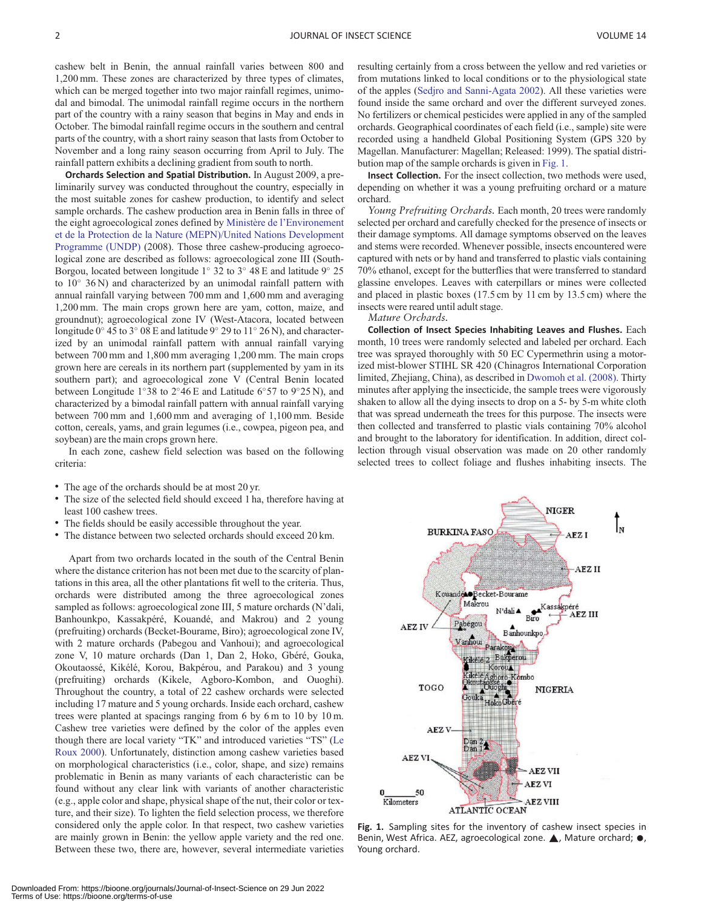cashew belt in Benin, the annual rainfall varies between 800 and 1,200 mm. These zones are characterized by three types of climates, which can be merged together into two major rainfall regimes, unimodal and bimodal. The unimodal rainfall regime occurs in the northern part of the country with a rainy season that begins in May and ends in October. The bimodal rainfall regime occurs in the southern and central parts of the country, with a short rainy season that lasts from October to November and a long rainy season occurring from April to July. The rainfall pattern exhibits a declining gradient from south to north.

**Orchards Selection and Spatial Distribution.** In August 2009, a preliminarly survey was conducted throughout the country, especially in the most suitable zones for cashew production, to identify and select sample orchards. The cashew production area in Benin falls in three of the eight agroecological zones defined by Ministère de l'Environement et de la Protection de la Nature (MEPN)/United Nations Development Programme (UNDP) (2008). Those three cashew-producing agroecological zone are described as follows: agroecological zone III (South-Borgou, located between longitude 1° 32 to 3° 48 E and latitude 9° 25 to 10° 36 N) and characterized by an unimodal rainfall pattern with annual rainfall varying between 700 mm and 1,600 mm and averaging 1,200 mm. The main crops grown here are yam, cotton, maize, and groundnut); agroecological zone IV (West-Atacora, located between longitude 0° 45 to 3° 08 E and latitude 9° 29 to 11° 26 N), and characterized by an unimodal rainfall pattern with annual rainfall varying between 700 mm and 1,800 mm averaging 1,200 mm. The main crops grown here are cereals in its northern part (supplemented by yam in its southern part); and agroecological zone V (Central Benin located between Longitude 1°38 to 2°46 E and Latitude 6°57 to 9°25 N), and characterized by a bimodal rainfall pattern with annual rainfall varying between 700 mm and 1,600 mm and averaging of 1,100 mm. Beside cotton, cereals, yams, and grain legumes (i.e., cowpea, pigeon pea, and soybean) are the main crops grown here.

In each zone, cashew field selection was based on the following criteria:

- The age of the orchards should be at most 20 yr.
- The size of the selected field should exceed 1 ha, therefore having at least 100 cashew trees.
- The fields should be easily accessible throughout the year.
- The distance between two selected orchards should exceed 20 km.

Apart from two orchards located in the south of the Central Benin where the distance criterion has not been met due to the scarcity of plantations in this area, all the other plantations fit well to the criteria. Thus, orchards were distributed among the three agroecological zones sampled as follows: agroecological zone III, 5 mature orchards (N'dali, Banhounkpo, Kassakpéré, Kouandé, and Makrou) and 2 young (prefruiting) orchards (Becket-Bourame, Biro); agroecological zone IV, with 2 mature orchards (Pabegou and Vanhoui); and agroecological zone V, 10 mature orchards (Dan 1, Dan 2, Hoko, Gbéré, Gouka, Okoutaossé, Kikélé, Korou, Bakpérou, and Parakou) and 3 young (prefruiting) orchards (Kikele, Agboro-Kombon, and Ouoghi). Throughout the country, a total of 22 cashew orchards were selected including 17 mature and 5 young orchards. Inside each orchard, cashew trees were planted at spacings ranging from 6 by 6 m to 10 by 10 m. Cashew tree varieties were defined by the color of the apples even though there are local variety "TK" and introduced varieties "TS" (Le Roux 2000). Unfortunately, distinction among cashew varieties based on morphological characteristics (i.e., color, shape, and size) remains problematic in Benin as many variants of each characteristic can be found without any clear link with variants of another characteristic (e.g., apple color and shape, physical shape of the nut, their color or texture, and their size). To lighten the field selection process, we therefore considered only the apple color. In that respect, two cashew varieties are mainly grown in Benin: the yellow apple variety and the red one. Between these two, there are, however, several intermediate varieties resulting certainly from a cross between the yellow and red varieties or from mutations linked to local conditions or to the physiological state of the apples (Sedjro and Sanni-Agata 2002). All these varieties were found inside the same orchard and over the different surveyed zones. No fertilizers or chemical pesticides were applied in any of the sampled orchards. Geographical coordinates of each field (i.e., sample) site were recorded using a handheld Global Positioning System (GPS 320 by Magellan. Manufacturer: Magellan; Released: 1999). The spatial distribution map of the sample orchards is given in Fig. 1.

**Insect Collection.** For the insect collection, two methods were used, depending on whether it was a young prefruiting orchard or a mature orchard.

*Young Prefruiting Orchards.* Each month, 20 trees were randomly selected per orchard and carefully checked for the presence of insects or their damage symptoms. All damage symptoms observed on the leaves and stems were recorded. Whenever possible, insects encountered were captured with nets or by hand and transferred to plastic vials containing 70% ethanol, except for the butterflies that were transferred to standard glassine envelopes. Leaves with caterpillars or mines were collected and placed in plastic boxes (17.5 cm by 11 cm by 13.5 cm) where the insects were reared until adult stage.

*Mature Orchards.*

**Collection of Insect Species Inhabiting Leaves and Flushes.** Each month, 10 trees were randomly selected and labeled per orchard. Each tree was sprayed thoroughly with 50 EC Cypermethrin using a motorized mist-blower STIHL SR 420 (Chinagros International Corporation limited, Zhejiang, China), as described in Dwomoh et al. (2008). Thirty minutes after applying the insecticide, the sample trees were vigorously shaken to allow all the dying insects to drop on a 5- by 5-m white cloth that was spread underneath the trees for this purpose. The insects were then collected and transferred to plastic vials containing 70% alcohol and brought to the laboratory for identification. In addition, direct collection through visual observation was made on 20 other randomly selected trees to collect foliage and flushes inhabiting insects. The

**Fig. 1.** Sampling sites for the inventory of cashew insect species in Benin, West Africa. AEZ, agroecological zone. ▲, Mature orchard; ●, Young orchard.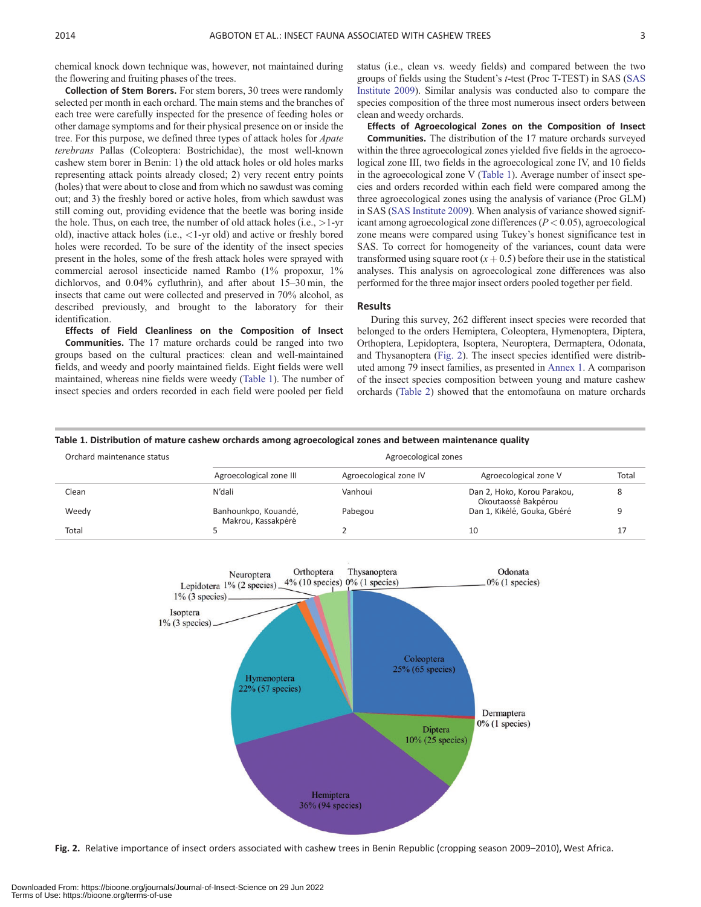chemical knock down technique was, however, not maintained during the flowering and fruiting phases of the trees.

**Collection of Stem Borers.** For stem borers, 30 trees were randomly selected per month in each orchard. The main stems and the branches of each tree were carefully inspected for the presence of feeding holes or other damage symptoms and for their physical presence on or inside the tree. For this purpose, we defined three types of attack holes for *Apate terebrans* Pallas (Coleoptera: Bostrichidae), the most well-known cashew stem borer in Benin: 1) the old attack holes or old holes marks representing attack points already closed; 2) very recent entry points (holes) that were about to close and from which no sawdust was coming out; and 3) the freshly bored or active holes, from which sawdust was still coming out, providing evidence that the beetle was boring inside the hole. Thus, on each tree, the number of old attack holes (i.e., >1-yr old), inactive attack holes (i.e., <1-yr old) and active or freshly bored holes were recorded. To be sure of the identity of the insect species present in the holes, some of the fresh attack holes were sprayed with commercial aerosol insecticide named Rambo (1% propoxur, 1% dichlorvos, and 0.04% cyfluthrin), and after about 15–30 min, the insects that came out were collected and preserved in 70% alcohol, as described previously, and brought to the laboratory for their identification.

**Effects of Field Cleanliness on the Composition of Insect Communities.** The 17 mature orchards could be ranged into two groups based on the cultural practices: clean and well-maintained fields, and weedy and poorly maintained fields. Eight fields were well maintained, whereas nine fields were weedy (Table 1). The number of insect species and orders recorded in each field were pooled per field status (i.e., clean vs. weedy fields) and compared between the two groups of fields using the Student's *t*-test (Proc T-TEST) in SAS (SAS Institute 2009). Similar analysis was conducted also to compare the species composition of the three most numerous insect orders between clean and weedy orchards.

**Effects of Agroecological Zones on the Composition of Insect Communities.** The distribution of the 17 mature orchards surveyed within the three agroecological zones yielded five fields in the agroecological zone III, two fields in the agroecological zone IV, and 10 fields in the agroecological zone V (Table 1). Average number of insect species and orders recorded within each field were compared among the three agroecological zones using the analysis of variance (Proc GLM) in SAS (SAS Institute 2009). When analysis of variance showed significant among agroecological zone differences ($P < 0.05$), agroecological zone means were compared using Tukey's honest significance test in SAS. To correct for homogeneity of the variances, count data were transformed using square root $(x + 0.5)$ before their use in the statistical analyses. This analysis on agroecological zone differences was also performed for the three major insect orders pooled together per field.

## Results

During this survey, 262 different insect species were recorded that belonged to the orders Hemiptera, Coleoptera, Hymenoptera, Diptera, Orthoptera, Lepidoptera, Isoptera, Neuroptera, Dermaptera, Odonata, and Thysanoptera (Fig. 2). The insect species identified were distributed among 79 insect families, as presented in Annex 1. A comparison of the insect species composition between young and mature cashew orchards (Table 2) showed that the entomofauna on mature orchards

**Table 1. Distribution of mature cashew orchards among agroecological zones and between maintenance quality**

| Orchard maintenance status | Agroecological zones | | | |
|---|---|---|---|---|
| | Agroecological zone III | Agroecological zone IV | Agroecological zone V | Total |
| Clean | N'dali | Vanhoui | Dan 2, Hoko, Korou Parakou, Okoutaossé Bakpérou | 8 |
| Weedy | Banhounkpo, Kouandé, Makrou, Kassakpéré | Pabegou | Dan 1, Kikélé, Gouka, Gbéré | 9 |
| Total | 5 | 2 | 10 | 17 |

Fig. 2. Relative importance of insect orders associated with cashew trees in Benin Republic (cropping season 2009–2010), West Africa.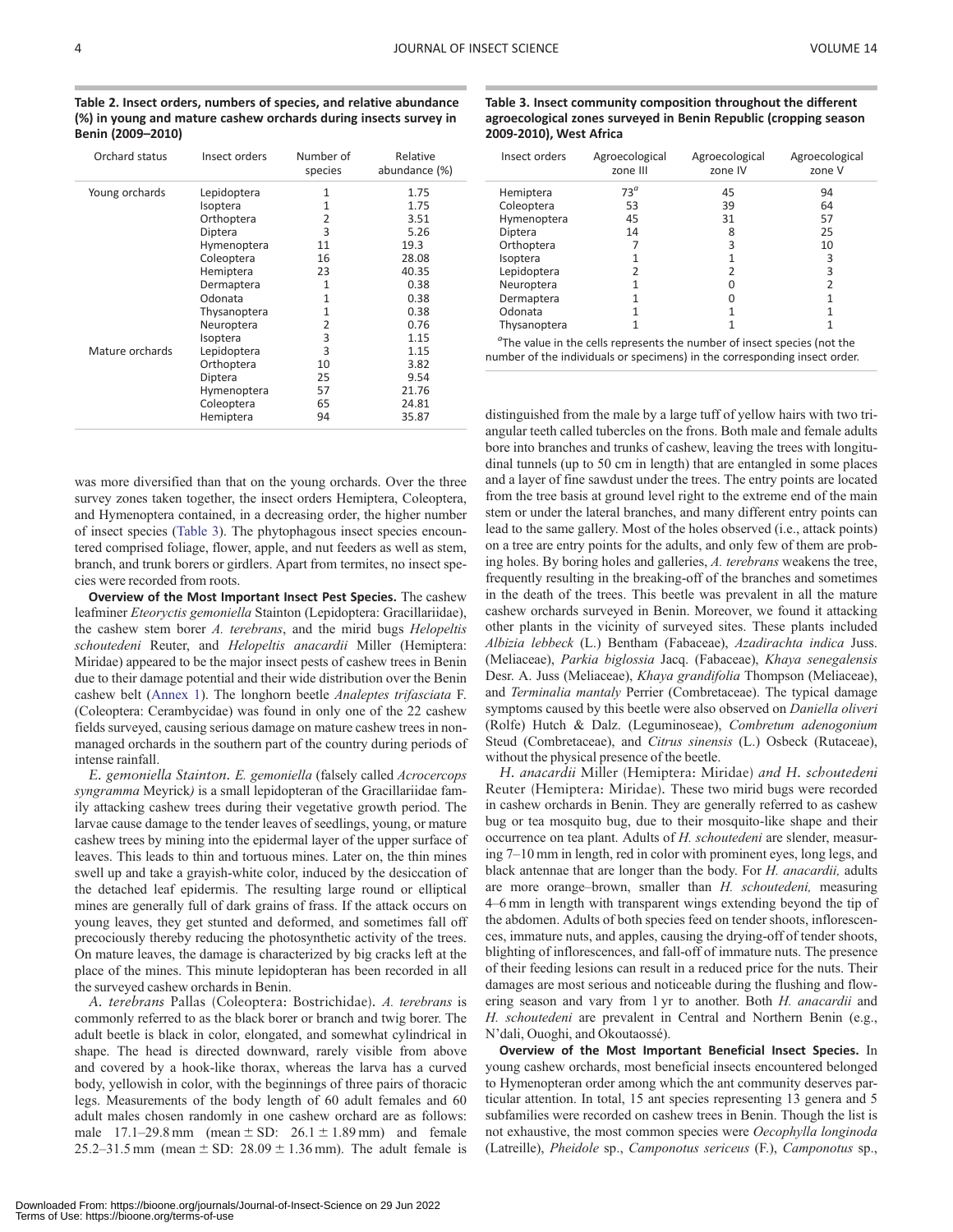**Table 2. Insect orders, numbers of species, and relative abundance (%) in young and mature cashew orchards during insects survey in Benin (2009–2010)**

| Orchard status | Insect orders | Number of species | Relative abundance (%) |
|---|---|---|---|
| Young orchards | Lepidoptera | 1 | 1.75 |
| | Isoptera | 1 | 1.75 |
| | Orthoptera | 2 | 3.51 |
| | Diptera | 3 | 5.26 |
| | Hymenoptera | 11 | 19.3 |
| | Coleoptera | 16 | 28.08 |
| | Hemiptera | 23 | 40.35 |
| | Dermaptera | 1 | 0.38 |
| | Odonata | 1 | 0.38 |
| | Thysanoptera | 1 | 0.38 |
| | Neuroptera | 2 | 0.76 |
| | Isoptera | 3 | 1.15 |
| Mature orchards | Lepidoptera | 3 | 1.15 |
| | Orthoptera | 10 | 3.82 |
| | Diptera | 25 | 9.54 |
| | Hymenoptera | 57 | 21.76 |
| | Coleoptera | 65 | 24.81 |
| | Hemiptera | 94 | 35.87 |

**Table 3. Insect community composition throughout the different agroecological zones surveyed in Benin Republic (cropping season 2009-2010), West Africa**

| Insect orders | Agroecological zone III | Agroecological zone IV | Agroecological zone V |
|---|---|---|---|
| Hemiptera | 73[a] | 45 | 94 |
| Coleoptera | 53 | 39 | 64 |
| Hymenoptera | 45 | 31 | 57 |
| Diptera | 14 | 8 | 25 |
| Orthoptera | 7 | 3 | 10 |
| Isoptera | 1 | 1 | 3 |
| Lepidoptera | 2 | 2 | 3 |
| Neuroptera | 1 | 0 | 2 |
| Dermaptera | 1 | 0 | 1 |
| Odonata | 1 | 1 | 1 |
| Thysanoptera | 1 | 1 | 1 |

[a]The value in the cells represents the number of insect species (not the number of the individuals or specimens) in the corresponding insect order.

was more diversified than that on the young orchards. Over the three survey zones taken together, the insect orders Hemiptera, Coleoptera, and Hymenoptera contained, in a decreasing order, the higher number of insect species (Table 3). The phytophagous insect species encountered comprised foliage, flower, apple, and nut feeders as well as stem, branch, and trunk borers or girdlers. Apart from termites, no insect species were recorded from roots.

**Overview of the Most Important Insect Pest Species.** The cashew leafminer *Eteoryctis gemoniella* Stainton (Lepidoptera: Gracillariidae), the cashew stem borer *A. terebrans*, and the mirid bugs *Helopeltis schoutedeni* Reuter, and *Helopeltis anacardii* Miller (Hemiptera: Miridae) appeared to be the major insect pests of cashew trees in Benin due to their damage potential and their wide distribution over the Benin cashew belt (Annex 1). The longhorn beetle *Analeptes trifasciata* F. (Coleoptera: Cerambycidae) was found in only one of the 22 cashew fields surveyed, causing serious damage on mature cashew trees in non-managed orchards in the southern part of the country during periods of intense rainfall.

*E. gemoniella Stainton. E. gemoniella* (falsely called *Acrocercops syngramma* Meyrick*)* is a small lepidopteran of the Gracillariidae family attacking cashew trees during their vegetative growth period. The larvae cause damage to the tender leaves of seedlings, young, or mature cashew trees by mining into the epidermal layer of the upper surface of leaves. This leads to thin and tortuous mines. Later on, the thin mines swell up and take a grayish-white color, induced by the desiccation of the detached leaf epidermis. The resulting large round or elliptical mines are generally full of dark grains of frass. If the attack occurs on young leaves, they get stunted and deformed, and sometimes fall off precociously thereby reducing the photosynthetic activity of the trees. On mature leaves, the damage is characterized by big cracks left at the place of the mines. This minute lepidopteran has been recorded in all the surveyed cashew orchards in Benin.

*A. terebrans* Pallas (Coleoptera: Bostrichidae). *A. terebrans* is commonly referred to as the black borer or branch and twig borer. The adult beetle is black in color, elongated, and somewhat cylindrical in shape. The head is directed downward, rarely visible from above and covered by a hook-like thorax, whereas the larva has a curved body, yellowish in color, with the beginnings of three pairs of thoracic legs. Measurements of the body length of 60 adult females and 60 adult males chosen randomly in one cashew orchard are as follows: male 17.1–29.8 mm (mean ± SD: 26.1 ± 1.89 mm) and female 25.2–31.5 mm (mean ± SD: 28.09 ± 1.36 mm). The adult female is distinguished from the male by a large tuft of yellow hairs with two triangular teeth called tubercles on the frons. Both male and female adults bore into branches and trunks of cashew, leaving the trees with longitudinal tunnels (up to 50 cm in length) that are entangled in some places and a layer of fine sawdust under the trees. The entry points are located from the tree basis at ground level right to the extreme end of the main stem or under the lateral branches, and many different entry points can lead to the same gallery. Most of the holes observed (i.e., attack points) on a tree are entry points for the adults, and only few of them are probing holes. By boring holes and galleries, *A. terebrans* weakens the tree, frequently resulting in the breaking-off of the branches and sometimes in the death of the trees. This beetle was prevalent in all the mature cashew orchards surveyed in Benin. Moreover, we found it attacking other plants in the vicinity of surveyed sites. These plants included *Albizia lebbeck* (L.) Bentham (Fabaceae), *Azadirachta indica* Juss. (Meliaceae), *Parkia biglossia* Jacq. (Fabaceae), *Khaya senegalensis* Desr. A. Juss (Meliaceae), *Khaya grandifolia* Thompson (Meliaceae), and *Terminalia mantaly* Perrier (Combretaceae). The typical damage symptoms caused by this beetle were also observed on *Daniella oliveri* (Rolfe) Hutch & Dalz. (Leguminoseae), *Combretum adenogonium* Steud (Combretaceae), and *Citrus sinensis* (L.) Osbeck (Rutaceae), without the physical presence of the beetle.

*H. anacardii* Miller (Hemiptera: Miridae) *and H. schoutedeni* Reuter (Hemiptera: Miridae). These two mirid bugs were recorded in cashew orchards in Benin. They are generally referred to as cashew bug or tea mosquito bug, due to their mosquito-like shape and their occurrence on tea plant. Adults of *H. schoutedeni* are slender, measuring 7–10 mm in length, red in color with prominent eyes, long legs, and black antennae that are longer than the body. For *H. anacardii,* adults are more orange–brown, smaller than *H. schoutedeni,* measuring 4–6 mm in length with transparent wings extending beyond the tip of the abdomen. Adults of both species feed on tender shoots, inflorescences, immature nuts, and apples, causing the drying-off of tender shoots, blighting of inflorescences, and fall-off of immature nuts. The presence of their feeding lesions can result in a reduced price for the nuts. Their damages are most serious and noticeable during the flushing and flowering season and vary from 1 yr to another. Both *H. anacardii* and *H. schoutedeni* are prevalent in Central and Northern Benin (e.g., N'dali, Ouoghi, and Okoutaossé).

**Overview of the Most Important Beneficial Insect Species.** In young cashew orchards, most beneficial insects encountered belonged to Hymenopteran order among which the ant community deserves particular attention. In total, 15 ant species representing 13 genera and 5 subfamilies were recorded on cashew trees in Benin. Though the list is not exhaustive, the most common species were *Oecophylla longinoda* (Latreille), *Pheidole* sp., *Camponotus sericeus* (F.), *Camponotus* sp.,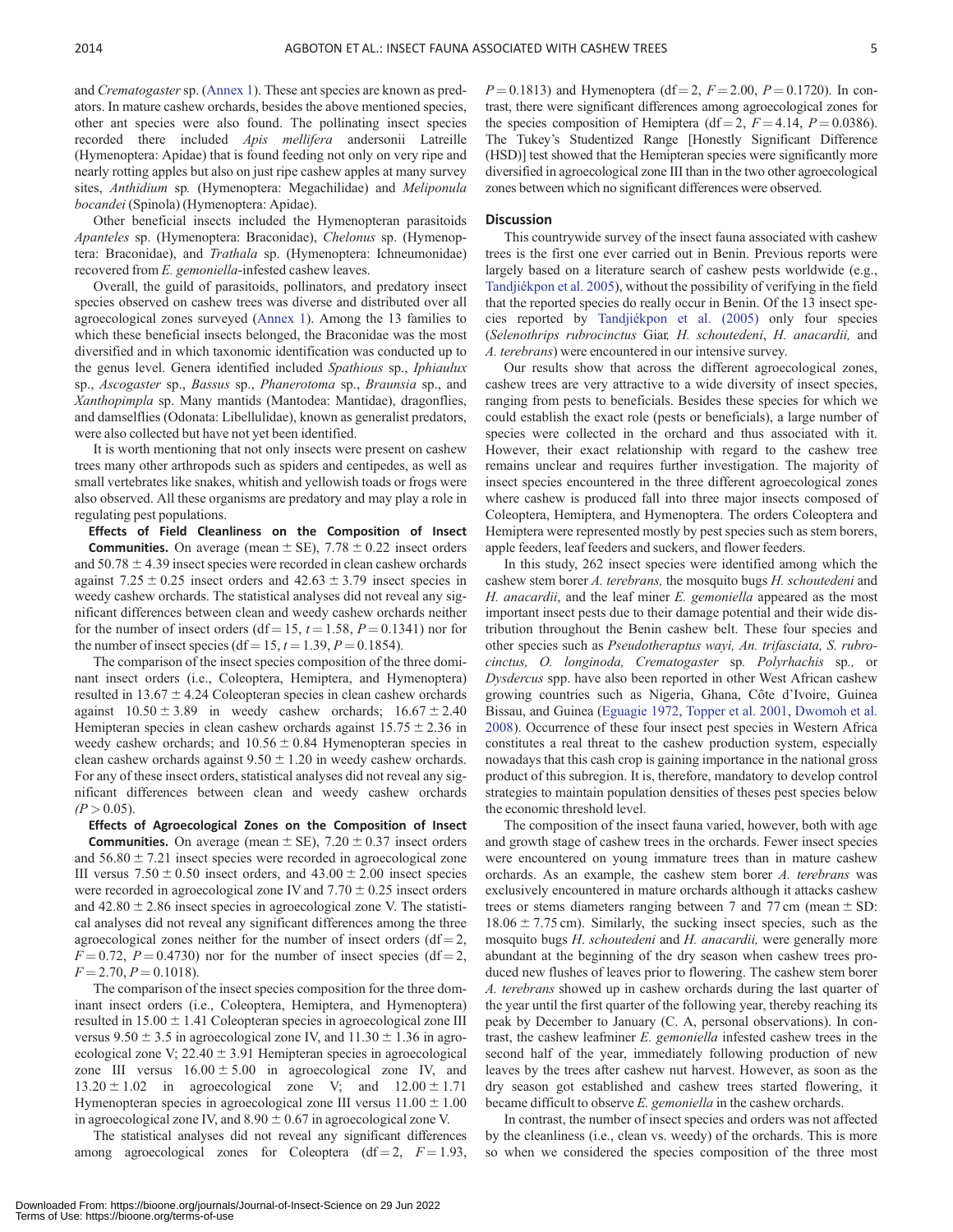and *Crematogaster* sp. (Annex 1). These ant species are known as predators. In mature cashew orchards, besides the above mentioned species, other ant species were also found. The pollinating insect species recorded there included *Apis mellifera* andersonii Latreille (Hymenoptera: Apidae) that is found feeding not only on very ripe and nearly rotting apples but also on just ripe cashew apples at many survey sites, *Anthidium* sp. (Hymenoptera: Megachilidae) and *Meliponula bocandei* (Spinola) (Hymenoptera: Apidae).

Other beneficial insects included the Hymenopteran parasitoids *Apanteles* sp. (Hymenoptera: Braconidae), *Chelonus* sp. (Hymenoptera: Braconidae), and *Trathala* sp. (Hymenoptera: Ichneumonidae) recovered from *E. gemoniella*-infested cashew leaves.

Overall, the guild of parasitoids, pollinators, and predatory insect species observed on cashew trees was diverse and distributed over all agroecological zones surveyed (Annex 1). Among the 13 families to which these beneficial insects belonged, the Braconidae was the most diversified and in which taxonomic identification was conducted up to the genus level. Genera identified included *Spathious* sp., *Iphiaulux* sp., *Ascogaster* sp., *Bassus* sp., *Phanerotoma* sp., *Braunsia* sp., and *Xanthopimpla* sp. Many mantids (Mantodea: Mantidae), dragonflies, and damselflies (Odonata: Libellulidae), known as generalist predators, were also collected but have not yet been identified.

It is worth mentioning that not only insects were present on cashew trees many other arthropods such as spiders and centipedes, as well as small vertebrates like snakes, whitish and yellowish toads or frogs were also observed. All these organisms are predatory and may play a role in regulating pest populations.

**Effects of Field Cleanliness on the Composition of Insect Communities.** On average (mean ± SE), 7.78 ± 0.22 insect orders and 50.78 ± 4.39 insect species were recorded in clean cashew orchards against 7.25 ± 0.25 insect orders and 42.63 ± 3.79 insect species in weedy cashew orchards. The statistical analyses did not reveal any significant differences between clean and weedy cashew orchards neither for the number of insect orders (df = 15, $t = 1.58$, $P = 0.1341$) nor for the number of insect species (df = 15, $t = 1.39$, $P = 0.1854$).

The comparison of the insect species composition of the three dominant insect orders (i.e., Coleoptera, Hemiptera, and Hymenoptera) resulted in 13.67 ± 4.24 Coleopteran species in clean cashew orchards against 10.50 ± 3.89 in weedy cashew orchards; 16.67 ± 2.40 Hemipteran species in clean cashew orchards against 15.75 ± 2.36 in weedy cashew orchards; and 10.56 ± 0.84 Hymenopteran species in clean cashew orchards against 9.50 ± 1.20 in weedy cashew orchards. For any of these insect orders, statistical analyses did not reveal any significant differences between clean and weedy cashew orchards ($P > 0.05$).

**Effects of Agroecological Zones on the Composition of Insect Communities.** On average (mean ± SE), 7.20 ± 0.37 insect orders and 56.80 ± 7.21 insect species were recorded in agroecological zone III versus 7.50 ± 0.50 insect orders, and 43.00 ± 2.00 insect species were recorded in agroecological zone IV and 7.70 ± 0.25 insect orders and 42.80 ± 2.86 insect species in agroecological zone V. The statistical analyses did not reveal any significant differences among the three agroecological zones neither for the number of insect orders (df = 2, $F = 0.72$, $P = 0.4730$) nor for the number of insect species (df = 2, $F = 2.70$, $P = 0.1018$).

The comparison of the insect species composition for the three dominant insect orders (i.e., Coleoptera, Hemiptera, and Hymenoptera) resulted in 15.00 ± 1.41 Coleopteran species in agroecological zone III versus 9.50 ± 3.5 in agroecological zone IV, and 11.30 ± 1.36 in agroecological zone V; 22.40 ± 3.91 Hemipteran species in agroecological zone III versus 16.00 ± 5.00 in agroecological zone IV, and 13.20 ± 1.02 in agroecological zone V; and 12.00 ± 1.71 Hymenopteran species in agroecological zone III versus 11.00 ± 1.00 in agroecological zone IV, and 8.90 ± 0.67 in agroecological zone V.

The statistical analyses did not reveal any significant differences among agroecological zones for Coleoptera (df = 2, $F = 1.93$, $P = 0.1813$) and Hymenoptera (df = 2, $F = 2.00$, $P = 0.1720$). In contrast, there were significant differences among agroecological zones for the species composition of Hemiptera (df = 2, $F = 4.14$, $P = 0.0386$). The Tukey's Studentized Range [Honestly Significant Difference (HSD)] test showed that the Hemipteran species were significantly more diversified in agroecological zone III than in the two other agroecological zones between which no significant differences were observed.

## Discussion

This countrywide survey of the insect fauna associated with cashew trees is the first one ever carried out in Benin. Previous reports were largely based on a literature search of cashew pests worldwide (e.g., Tandjiékpon et al. 2005), without the possibility of verifying in the field that the reported species do really occur in Benin. Of the 13 insect species reported by Tandjiékpon et al. (2005) only four species (*Selenothrips rubrocinctus* Giar, *H. schoutedeni*, *H. anacardii,* and *A. terebrans*) were encountered in our intensive survey.

Our results show that across the different agroecological zones, cashew trees are very attractive to a wide diversity of insect species, ranging from pests to beneficials. Besides these species for which we could establish the exact role (pests or beneficials), a large number of species were collected in the orchard and thus associated with it. However, their exact relationship with regard to the cashew tree remains unclear and requires further investigation. The majority of insect species encountered in the three different agroecological zones where cashew is produced fall into three major insects composed of Coleoptera, Hemiptera, and Hymenoptera. The orders Coleoptera and Hemiptera were represented mostly by pest species such as stem borers, apple feeders, leaf feeders and suckers, and flower feeders.

In this study, 262 insect species were identified among which the cashew stem borer *A. terebrans,* the mosquito bugs *H. schoutedeni* and *H. anacardii*, and the leaf miner *E. gemoniella* appeared as the most important insect pests due to their damage potential and their wide distribution throughout the Benin cashew belt. These four species and other species such as *Pseudotheraptus wayi, An. trifasciata, S. rubrocinctus, O. longinoda, Crematogaster* sp*. Polyrhachis* sp*.,* or *Dysdercus* spp. have also been reported in other West African cashew growing countries such as Nigeria, Ghana, Côte d'Ivoire, Guinea Bissau, and Guinea (Eguagie 1972, Topper et al. 2001, Dwomoh et al. 2008). Occurrence of these four insect pest species in Western Africa constitutes a real threat to the cashew production system, especially nowadays that this cash crop is gaining importance in the national gross product of this subregion. It is, therefore, mandatory to develop control strategies to maintain population densities of theses pest species below the economic threshold level.

The composition of the insect fauna varied, however, both with age and growth stage of cashew trees in the orchards. Fewer insect species were encountered on young immature trees than in mature cashew orchards. As an example, the cashew stem borer *A. terebrans* was exclusively encountered in mature orchards although it attacks cashew trees or stems diameters ranging between 7 and 77 cm (mean ± SD: 18.06 ± 7.75 cm). Similarly, the sucking insect species, such as the mosquito bugs *H. schoutedeni* and *H. anacardii,* were generally more abundant at the beginning of the dry season when cashew trees produced new flushes of leaves prior to flowering. The cashew stem borer *A. terebrans* showed up in cashew orchards during the last quarter of the year until the first quarter of the following year, thereby reaching its peak by December to January (C. A, personal observations). In contrast, the cashew leafminer *E. gemoniella* infested cashew trees in the second half of the year, immediately following production of new leaves by the trees after cashew nut harvest. However, as soon as the dry season got established and cashew trees started flowering, it became difficult to observe *E. gemoniella* in the cashew orchards.

In contrast, the number of insect species and orders was not affected by the cleanliness (i.e., clean vs. weedy) of the orchards. This is more so when we considered the species composition of the three most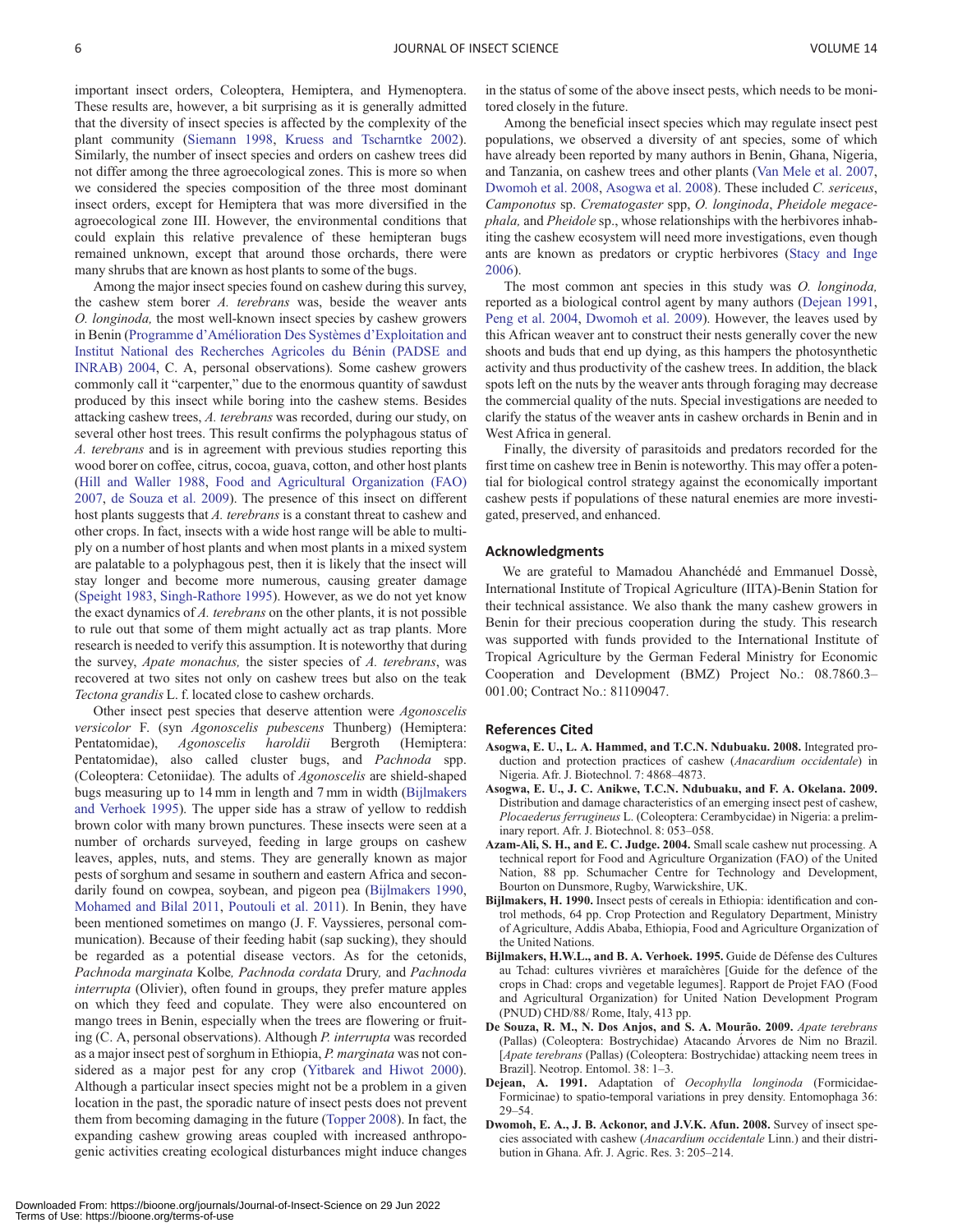important insect orders, Coleoptera, Hemiptera, and Hymenoptera. These results are, however, a bit surprising as it is generally admitted that the diversity of insect species is affected by the complexity of the plant community (Siemann 1998, Kruess and Tscharntke 2002). Similarly, the number of insect species and orders on cashew trees did not differ among the three agroecological zones. This is more so when we considered the species composition of the three most dominant insect orders, except for Hemiptera that was more diversified in the agroecological zone III. However, the environmental conditions that could explain this relative prevalence of these hemipteran bugs remained unknown, except that around those orchards, there were many shrubs that are known as host plants to some of the bugs.

Among the major insect species found on cashew during this survey, the cashew stem borer *A. terebrans* was, beside the weaver ants *O. longinoda,* the most well-known insect species by cashew growers in Benin (Programme d'Amélioration Des Systèmes d'Exploitation and Institut National des Recherches Agricoles du Bénin (PADSE and INRAB) 2004, C. A, personal observations). Some cashew growers commonly call it "carpenter," due to the enormous quantity of sawdust produced by this insect while boring into the cashew stems. Besides attacking cashew trees, *A. terebrans* was recorded, during our study, on several other host trees. This result confirms the polyphagous status of *A. terebrans* and is in agreement with previous studies reporting this wood borer on coffee, citrus, cocoa, guava, cotton, and other host plants (Hill and Waller 1988, Food and Agricultural Organization (FAO) 2007, de Souza et al. 2009). The presence of this insect on different host plants suggests that *A. terebrans* is a constant threat to cashew and other crops. In fact, insects with a wide host range will be able to multiply on a number of host plants and when most plants in a mixed system are palatable to a polyphagous pest, then it is likely that the insect will stay longer and become more numerous, causing greater damage (Speight 1983, Singh-Rathore 1995). However, as we do not yet know the exact dynamics of *A. terebrans* on the other plants, it is not possible to rule out that some of them might actually act as trap plants. More research is needed to verify this assumption. It is noteworthy that during the survey, *Apate monachus,* the sister species of *A. terebrans*, was recovered at two sites not only on cashew trees but also on the teak *Tectona grandis* L. f. located close to cashew orchards.

Other insect pest species that deserve attention were *Agonoscelis versicolor* F. (syn *Agonoscelis pubescens* Thunberg) (Hemiptera: Pentatomidae), *Agonoscelis haroldii* Bergroth (Hemiptera: Pentatomidae), also called cluster bugs, and *Pachnoda* spp. (Coleoptera: Cetoniidae). The adults of *Agonoscelis* are shield-shaped bugs measuring up to 14 mm in length and 7 mm in width (Bijlmakers and Verhoek 1995). The upper side has a straw of yellow to reddish brown color with many brown punctures. These insects were seen at a number of orchards surveyed, feeding in large groups on cashew leaves, apples, nuts, and stems. They are generally known as major pests of sorghum and sesame in southern and eastern Africa and secondarily found on cowpea, soybean, and pigeon pea (Bijlmakers 1990, Mohamed and Bilal 2011, Poutouli et al. 2011). In Benin, they have been mentioned sometimes on mango (J. F. Vayssieres, personal communication). Because of their feeding habit (sap sucking), they should be regarded as a potential disease vectors. As for the cetonids, *Pachnoda marginata* Kolbe*, Pachnoda cordata* Drury*,* and *Pachnoda interrupta* (Olivier), often found in groups, they prefer mature apples on which they feed and copulate. They were also encountered on mango trees in Benin, especially when the trees are flowering or fruiting (C. A, personal observations). Although *P. interrupta* was recorded as a major insect pest of sorghum in Ethiopia, *P. marginata* was not considered as a major pest for any crop (Yitbarek and Hiwot 2000). Although a particular insect species might not be a problem in a given location in the past, the sporadic nature of insect pests does not prevent them from becoming damaging in the future (Topper 2008). In fact, the expanding cashew growing areas coupled with increased anthropogenic activities creating ecological disturbances might induce changes in the status of some of the above insect pests, which needs to be monitored closely in the future.

Among the beneficial insect species which may regulate insect pest populations, we observed a diversity of ant species, some of which have already been reported by many authors in Benin, Ghana, Nigeria, and Tanzania, on cashew trees and other plants (Van Mele et al. 2007, Dwomoh et al. 2008, Asogwa et al. 2008). These included *C. sericeus*, *Camponotus* sp. *Crematogaster* spp, *O. longinoda*, *Pheidole megacephala,* and *Pheidole* sp., whose relationships with the herbivores inhabiting the cashew ecosystem will need more investigations, even though ants are known as predators or cryptic herbivores (Stacy and Inge 2006).

The most common ant species in this study was *O. longinoda,* reported as a biological control agent by many authors (Dejean 1991, Peng et al. 2004, Dwomoh et al. 2009). However, the leaves used by this African weaver ant to construct their nests generally cover the new shoots and buds that end up dying, as this hampers the photosynthetic activity and thus productivity of the cashew trees. In addition, the black spots left on the nuts by the weaver ants through foraging may decrease the commercial quality of the nuts. Special investigations are needed to clarify the status of the weaver ants in cashew orchards in Benin and in West Africa in general.

Finally, the diversity of parasitoids and predators recorded for the first time on cashew tree in Benin is noteworthy. This may offer a potential for biological control strategy against the economically important cashew pests if populations of these natural enemies are more investigated, preserved, and enhanced.

## Acknowledgments

We are grateful to Mamadou Ahanchédé and Emmanuel Dossè, International Institute of Tropical Agriculture (IITA)-Benin Station for their technical assistance. We also thank the many cashew growers in Benin for their precious cooperation during the study. This research was supported with funds provided to the International Institute of Tropical Agriculture by the German Federal Ministry for Economic Cooperation and Development (BMZ) Project No.: 08.7860.3–001.00; Contract No.: 81109047.

## References Cited

**Asogwa, E. U., L. A. Hammed, and T.C.N. Ndubuaku. 2008.** Integrated production and protection practices of cashew (*Anacardium occidentale*) in Nigeria. Afr. J. Biotechnol. 7: 4868–4873.

**Asogwa, E. U., J. C. Anikwe, T.C.N. Ndubuaku, and F. A. Okelana. 2009.** Distribution and damage characteristics of an emerging insect pest of cashew, *Plocaederus ferrugineus* L. (Coleoptera: Cerambycidae) in Nigeria: a preliminary report. Afr. J. Biotechnol. 8: 053–058.

**Azam-Ali, S. H., and E. C. Judge. 2004.** Small scale cashew nut processing. A technical report for Food and Agriculture Organization (FAO) of the United Nation, 88 pp. Schumacher Centre for Technology and Development, Bourton on Dunsmore, Rugby, Warwickshire, UK.

**Bijlmakers, H. 1990.** Insect pests of cereals in Ethiopia: identification and control methods, 64 pp. Crop Protection and Regulatory Department, Ministry of Agriculture, Addis Ababa, Ethiopia, Food and Agriculture Organization of the United Nations.

**Bijlmakers, H.W.L., and B. A. Verhoek. 1995.** Guide de Défense des Cultures au Tchad: cultures vivrières et maraîchères [Guide for the defence of the crops in Chad: crops and vegetable legumes]. Rapport de Projet FAO (Food and Agricultural Organization) for United Nation Development Program (PNUD) CHD/88/ Rome, Italy, 413 pp.

**De Souza, R. M., N. Dos Anjos, and S. A. Mourão. 2009.** *Apate terebrans* (Pallas) (Coleoptera: Bostrychidae) Atacando Árvores de Nim no Brazil. [*Apate terebrans* (Pallas) (Coleoptera: Bostrychidae) attacking neem trees in Brazil]. Neotrop. Entomol. 38: 1–3.

**Dejean, A. 1991.** Adaptation of *Oecophylla longinoda* (Formicidae-Formicinae) to spatio-temporal variations in prey density. Entomophaga 36: 29–54.

**Dwomoh, E. A., J. B. Ackonor, and J.V.K. Afun. 2008.** Survey of insect species associated with cashew (*Anacardium occidentale* Linn.) and their distribution in Ghana. Afr. J. Agric. Res. 3: 205–214.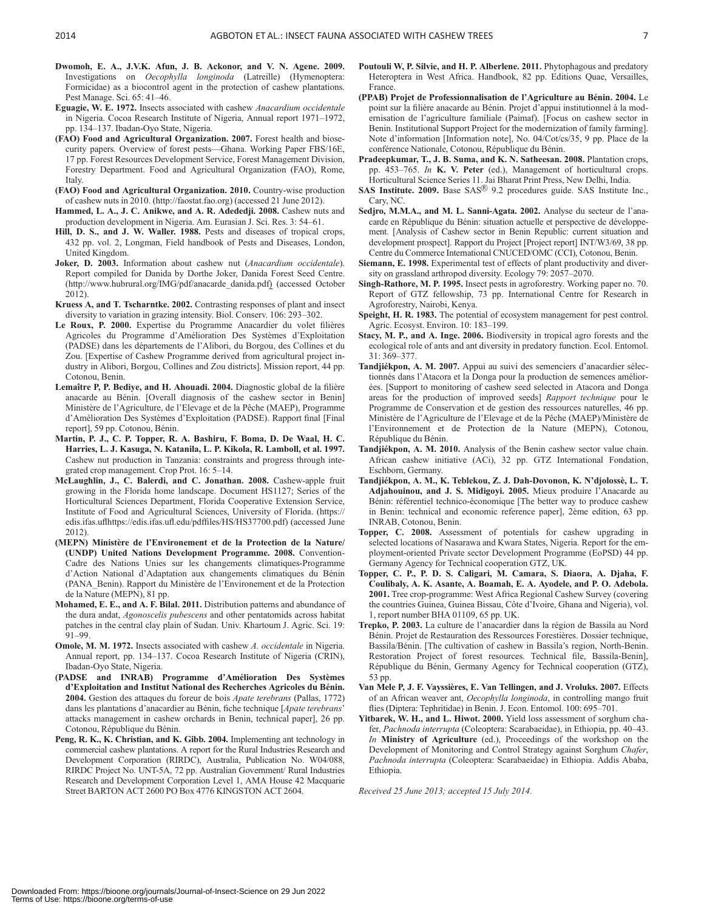**Dwomoh, E. A., J.V.K. Afun, J. B. Ackonor, and V. N. Agene. 2009.** Investigations on *Oecophylla longinoda* (Latreille) (Hymenoptera: Formicidae) as a biocontrol agent in the protection of cashew plantations. Pest Manage. Sci. 65: 41–46.

**Eguagie, W. E. 1972.** Insects associated with cashew *Anacardium occidentale* in Nigeria. Cocoa Research Institute of Nigeria, Annual report 1971–1972, pp. 134–137. Ibadan-Oyo State, Nigeria.

**(FAO) Food and Agricultural Organization. 2007.** Forest health and biosecurity papers*.* Overview of forest pests—Ghana. Working Paper FBS/16E, 17 pp. Forest Resources Development Service, Forest Management Division, Forestry Department. Food and Agricultural Organization (FAO), Rome, Italy.

**(FAO) Food and Agricultural Organization. 2010.** Country-wise production of cashew nuts in 2010. (http://faostat.fao.org) (accessed 21 June 2012).

**Hammed, L. A., J. C. Anikwe, and A. R. Adededji. 2008.** Cashew nuts and production development in Nigeria. Am. Eurasian J. Sci. Res. 3: 54–61.

**Hill, D. S., and J. W. Waller. 1988.** Pests and diseases of tropical crops, 432 pp. vol. 2, Longman, Field handbook of Pests and Diseases, London, United Kingdom.

**Joker, D. 2003.** Information about cashew nut (*Anacardium occidentale*). Report compiled for Danida by Dorthe Joker, Danida Forest Seed Centre. (http://www.hubrural.org/IMG/pdf/anacarde_danida.pdf) (accessed October 2012).

**Kruess A, and T. Tscharntke. 2002.** Contrasting responses of plant and insect diversity to variation in grazing intensity. Biol. Conserv. 106: 293–302.

**Le Roux, P. 2000.** Expertise du Programme Anacardier du volet filières Agricoles du Programme d'Amélioration Des Systèmes d'Exploitation (PADSE) dans les départements de l'Alibori, du Borgou, des Collines et du Zou. [Expertise of Cashew Programme derived from agricultural project industry in Alibori, Borgou, Collines and Zou districts]. Mission report, 44 pp. Cotonou, Benin.

**Lemaître P, P. Bediye, and H. Ahouadi. 2004.** Diagnostic global de la filière anacarde au Bénin. [Overall diagnosis of the cashew sector in Benin] Ministère de l'Agriculture, de l'Elevage et de la Pêche (MAEP), Programme d'Amélioration Des Systèmes d'Exploitation (PADSE). Rapport final [Final report], 59 pp. Cotonou, Bénin.

**Martin, P. J., C. P. Topper, R. A. Bashiru, F. Boma, D. De Waal, H. C. Harries, L. J. Kasuga, N. Katanila, L. P. Kikola, R. Lamboll, et al. 1997.** Cashew nut production in Tanzania: constraints and progress through integrated crop management*.* Crop Prot. 16: 5–14.

**McLaughlin, J., C. Balerdi, and C. Jonathan. 2008.** Cashew-apple fruit growing in the Florida home landscape. Document HS1127; Series of the Horticultural Sciences Department, Florida Cooperative Extension Service, Institute of Food and Agricultural Sciences, University of Florida. (https://edis.ifas.uflhttps://edis.ifas.ufl.edu/pdffiles/HS/HS37700.pdf) (accessed June 2012).

**(MEPN) Ministère de l'Environement et de la Protection de la Nature/ (UNDP) United Nations Development Programme. 2008.** Convention-Cadre des Nations Unies sur les changements climatiques-Programme d'Action National d'Adaptation aux changements climatiques du Bénin (PANA_Benin). Rapport du Ministère de l'Environement et de la Protection de la Nature (MEPN), 81 pp.

**Mohamed, E. E., and A. F. Bilal. 2011.** Distribution patterns and abundance of the dura andat, *Agonoscelis pubescens* and other pentatomids across habitat patches in the central clay plain of Sudan. Univ. Khartoum J. Agric. Sci. 19: 91–99.

**Omole, M. M. 1972.** Insects associated with cashew *A. occidentale* in Nigeria. Annual report, pp. 134–137. Cocoa Research Institute of Nigeria (CRIN), Ibadan-Oyo State, Nigeria.

**(PADSE and INRAB) Programme d'Amélioration Des Systèmes d'Exploitation and Institut National des Recherches Agricoles du Bénin. 2004.** Gestion des attaques du foreur de bois *Apate terebrans* (Pallas, 1772) dans les plantations d'anacardier au Bénin, fiche technique [*Apate terebrans*' attacks management in cashew orchards in Benin, technical paper], 26 pp. Cotonou, République du Bénin.

**Peng, R. K., K. Christian, and K. Gibb. 2004.** Implementing ant technology in commercial cashew plantations. A report for the Rural Industries Research and Development Corporation (RIRDC), Australia, Publication No. W04/088, RIRDC Project No. UNT-5A, 72 pp. Australian Government/ Rural Industries Research and Development Corporation Level 1, AMA House 42 Macquarie Street BARTON ACT 2600 PO Box 4776 KINGSTON ACT 2604.

**Poutouli W, P. Silvie, and H. P. Alberlene. 2011.** Phytophagous and predatory Heteroptera in West Africa. Handbook, 82 pp. Editions Quae, Versailles, France.

**(PPAB) Projet de Professionnalisation de l'Agriculture au Bénin. 2004.** Le point sur la filière anacarde au Bénin. Projet d'appui institutionnel à la modernisation de l'agriculture familiale (Paimaf). [Focus on cashew sector in Benin. Institutional Support Project for the modernization of family farming]. Note d'information [Information note], No. 04/Cot/cs/35, 9 pp. Place de la conférence Nationale, Cotonou, République du Bénin.

**Pradeepkumar, T., J. B. Suma, and K. N. Satheesan. 2008.** Plantation crops, pp. 453–765. *In* **K. V. Peter** (ed.), Management of horticultural crops. Horticultural Science Series 11. Jai Bharat Print Press, New Delhi, India.

**SAS Institute. 2009.** Base SAS® 9.2 procedures guide. SAS Institute Inc., Cary, NC.

**Sedjro, M.M.A., and M. L. Sanni-Agata. 2002.** Analyse du secteur de l'anacarde en République du Bénin: situation actuelle et perspective de développement. [Analysis of Cashew sector in Benin Republic: current situation and development prospect]. Rapport du Project [Project report] INT/W3/69, 38 pp. Centre du Commerce International CNUCED/OMC (CCI), Cotonou, Benin.

**Siemann, E. 1998.** Experimental test of effects of plant productivity and diversity on grassland arthropod diversity. Ecology 79: 2057–2070.

**Singh-Rathore, M. P. 1995.** Insect pests in agroforestry. Working paper no. 70. Report of GTZ fellowship, 73 pp. International Centre for Research in Agroforestry, Nairobi, Kenya.

**Speight, H. R. 1983.** The potential of ecosystem management for pest control. Agric. Ecosyst. Environ. 10: 183–199.

**Stacy, M. P., and A. Inge. 2006.** Biodiversity in tropical agro forests and the ecological role of ants and ant diversity in predatory function. Ecol. Entomol. 31: 369–377.

**Tandjiékpon, A. M. 2007.** Appui au suivi des semenciers d'anacardier sélectionnés dans l'Atacora et la Donga pour la production de semences améliorées. [Support to monitoring of cashew seed selected in Atacora and Donga areas for the production of improved seeds] *Rapport technique* pour le Programme de Conservation et de gestion des ressources naturelles, 46 pp. Ministère de l'Agriculture de l'Elevage et de la Pêche (MAEP)/Ministère de l'Environnement et de Protection de la Nature (MEPN), Cotonou, République du Bénin.

**Tandjiékpon, A. M. 2010.** Analysis of the Benin cashew sector value chain. African cashew initiative (ACi), 32 pp. GTZ International Fondation, Eschborn, Germany.

**Tandjiékpon, A. M., K. Teblekou, Z. J. Dah-Dovonon, K. N'djolossè, L. T. Adjahouinou, and J. S. Midigoyi. 2005.** Mieux produire l'Anacarde au Bénin: référentiel technico-économique [The better way to produce cashew in Benin: technical and economic reference paper], 2ème edition, 63 pp. INRAB, Cotonou, Benin.

**Topper, C. 2008.** Assessment of potentials for cashew upgrading in selected locations of Nasarawa and Kwara States, Nigeria. Report for the employment-oriented Private sector Development Programme (EoPSD) 44 pp. Germany Agency for Technical cooperation GTZ, UK.

**Topper, C. P., P. D. S. Caligari, M. Camara, S. Diaora, A. Djaha, F. Coulibaly, A. K. Asante, A. Boamah, E. A. Ayodele, and P. O. Adebola. 2001.** Tree crop-programme: West Africa Regional Cashew Survey (covering the countries Guinea, Guinea Bissau, Côte d'Ivoire, Ghana and Nigeria), vol. 1, report number BHA 01109, 65 pp. UK.

**Trepko, P. 2003.** La culture de l'anacardier dans la région de Bassila au Nord Bénin. Projet de Restauration des Ressources Forestières. Dossier technique, Bassila/Bénin. [The cultivation of cashew in Bassila's region, North-Benin. Restoration Project of forest resources. Technical file, Bassila-Benin], République du Bénin, Germany Agency for Technical cooperation (GTZ), 53 pp.

**Van Mele P, J. F. Vayssières, E. Van Tellingen, and J. Vroluks. 2007.** Effects of an African weaver ant, *Oecophylla longinoda*, in controlling mango fruit flies (Diptera: Tephritidae) in Benin. J. Econ. Entomol. 100: 695–701.

**Yitbarek, W. H., and L. Hiwot. 2000.** Yield loss assessment of sorghum chafer, *Pachnoda interrupta* (Coleoptera: Scarabaeidae), in Ethiopia, pp. 40–43. *In* **Ministry of Agriculture** (ed.), Proceedings of the workshop on the Development of Monitoring and Control Strategy against Sorghum *Chafer*, *Pachnoda interrupta* (Coleoptera: Scarabaeidae) in Ethiopia. Addis Ababa, Ethiopia.

*Received 25 June 2013; accepted 15 July 2014.*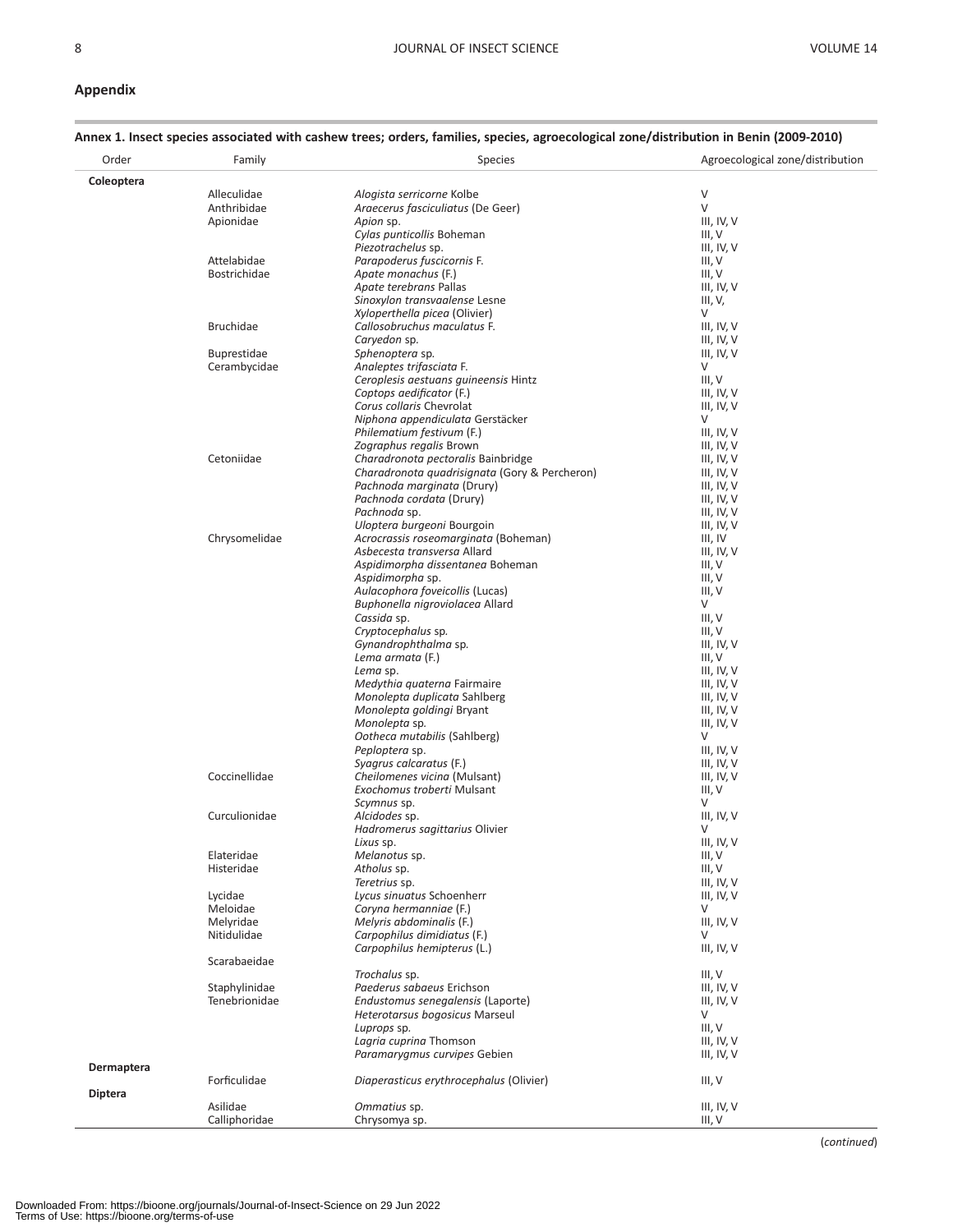## Appendix

**Annex 1. Insect species associated with cashew trees; orders, families, species, agroecological zone/distribution in Benin (2009-2010)**

| Order | Family | Species | Agroecological zone/distribution |
|---|---|---|---|
| **Coleoptera** | | | |
| | Alleculidae | *Alogista serricorne* Kolbe | V |
| | Anthribidae | *Araecerus fasciculiatus* (De Geer) | V |
| | Apionidae | *Apion* sp. | III, IV, V |
| | | *Cylas punticollis* Boheman | III, V |
| | | *Piezotrachelus* sp. | III, IV, V |
| | Attelabidae | *Parapoderus fuscicornis* F. | III, V |
| | Bostrichidae | *Apate monachus* (F.) | III, V |
| | | *Apate terebrans* Pallas | III, IV, V |
| | | *Sinoxylon transvaalense* Lesne | III, V, |
| | | *Xyloperthella picea* (Olivier) | V |
| | Bruchidae | *Callosobruchus maculatus* F. | III, IV, V |
| | | *Caryedon* sp. | III, IV, V |
| | Buprestidae | *Sphenoptera* sp. | III, IV, V |
| | Cerambycidae | *Analeptes trifasciata* F. | V |
| | | *Ceroplesis aestuans guineensis* Hintz | III, V |
| | | *Coptops aedificator* (F.) | III, IV, V |
| | | *Corus collaris* Chevrolat | III, IV, V |
| | | *Niphona appendiculata* Gerstäcker | V |
| | | *Philematium festivum* (F.) | III, IV, V |
| | | *Zographus regalis* Brown | III, IV, V |
| | Cetoniidae | *Charadronota pectoralis* Bainbridge | III, IV, V |
| | | *Charadronota quadrisignata* (Gory & Percheron) | III, IV, V |
| | | *Pachnoda marginata* (Drury) | III, IV, V |
| | | *Pachnoda cordata* (Drury) | III, IV, V |
| | | *Pachnoda* sp. | III, IV, V |
| | | *Uloptera burgeoni* Bourgoin | III, IV, V |
| | Chrysomelidae | *Acrocrassis roseomarginata* (Boheman) | III, IV |
| | | *Asbecesta transversa* Allard | III, IV, V |
| | | *Aspidimorpha dissentanea* Boheman | III, V |
| | | *Aspidimorpha* sp. | III, V |
| | | *Aulacophora foveicollis* (Lucas) | III, V |
| | | *Buphonella nigroviolacea* Allard | V |
| | | *Cassida* sp. | III, V |
| | | *Cryptocephalus* sp. | III, V |
| | | *Gynandrophthalma* sp. | III, IV, V |
| | | *Lema armata* (F.) | III, V |
| | | *Lema* sp. | III, IV, V |
| | | *Medythia quaterna* Fairmaire | III, IV, V |
| | | *Monolepta duplicata* Sahlberg | III, IV, V |
| | | *Monolepta goldingi* Bryant | III, IV, V |
| | | *Monolepta* sp. | III, IV, V |
| | | *Ootheca mutabilis* (Sahlberg) | V |
| | | *Peploptera* sp. | III, IV, V |
| | | *Syagrus calcaratus* (F.) | III, IV, V |
| | Coccinellidae | *Cheilomenes vicina* (Mulsant) | III, IV, V |
| | | *Exochomus troberti* Mulsant | III, V |
| | | *Scymnus* sp. | V |
| | Curculionidae | *Alcidodes* sp. | III, IV, V |
| | | *Hadromerus sagittarius* Olivier | V |
| | | *Lixus* sp. | III, IV, V |
| | Elateridae | *Melanotus* sp. | III, V |
| | Histeridae | *Atholus* sp. | III, V |
| | | *Teretrius* sp. | III, IV, V |
| | Lycidae | *Lycus sinuatus* Schoenherr | III, IV, V |
| | Meloidae | *Coryna hermanniae* (F.) | V |
| | Melyridae | *Melyris abdominalis* (F.) | III, IV, V |
| | Nitidulidae | *Carpophilus dimidiatus* (F.) | V |
| | | *Carpophilus hemipterus* (L.) | III, IV, V |
| | Scarabaeidae | | |
| | | *Trochalus* sp. | III, V |
| | Staphylinidae | *Paederus sabaeus* Erichson | III, IV, V |
| | Tenebrionidae | *Endustomus senegalensis* (Laporte) | III, IV, V |
| | | *Heterotarsus bogosicus* Marseul | V |
| | | *Luprops* sp. | III, V |
| | | *Lagria cuprina* Thomson | III, IV, V |
| | | *Paramarygmus curvipes* Gebien | III, IV, V |
| **Dermaptera** | | | |
| | Forficulidae | *Diaperasticus erythrocephalus* (Olivier) | III, V |
| **Diptera** | | | |
| | Asilidae | *Ommatius* sp. | III, IV, V |
| | Calliphoridae | Chrysomya sp. | III, V |

(*continued*)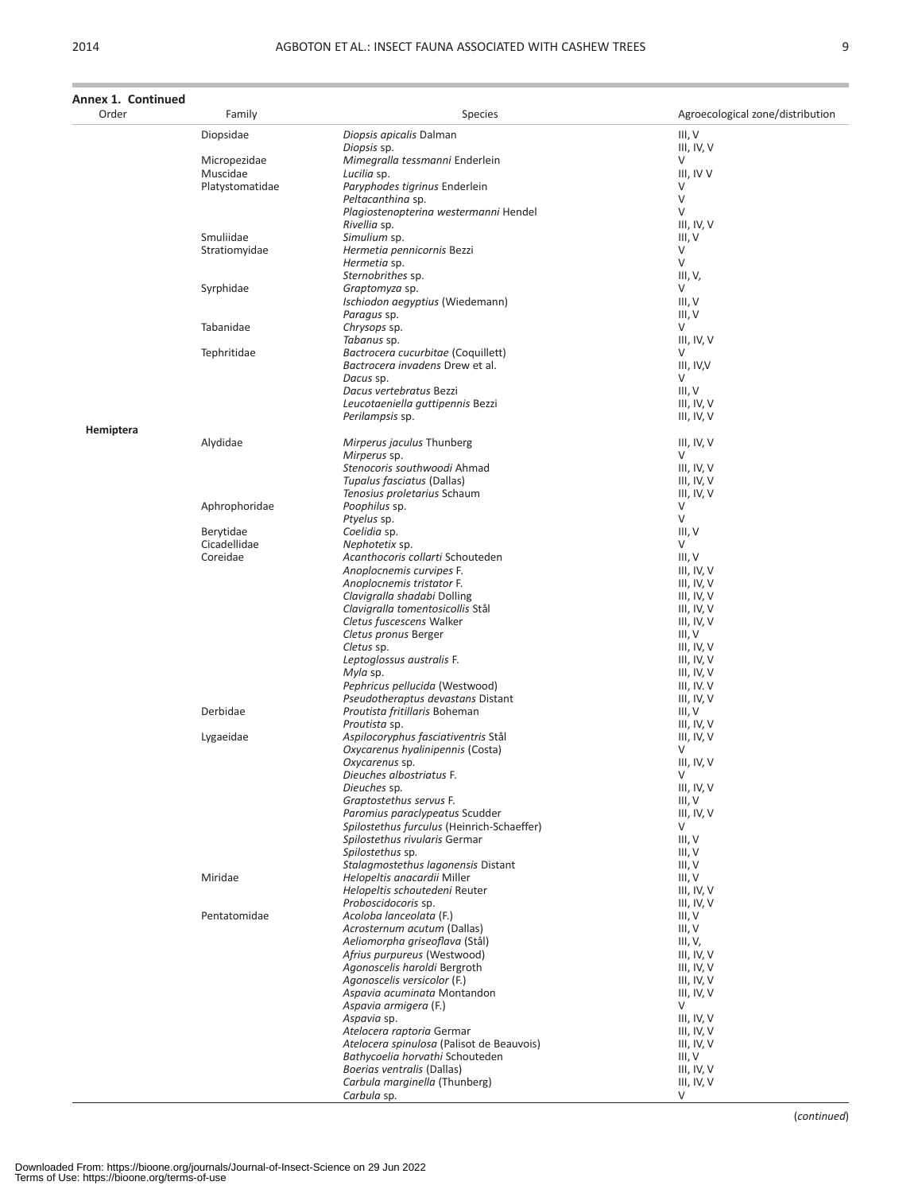**Annex 1. Continued**

| Order | Family | Species | Agroecological zone/distribution |
|---|---|---|---|
| | Diopsidae | *Diopsis apicalis* Dalman | III, V |
| | | *Diopsis* sp. | III, IV, V |
| | Micropezidae | *Mimegralla tessmanni* Enderlein | V |
| | Muscidae | *Lucilia* sp. | III, IV V |
| | Platystomatidae | *Paryphodes tigrinus* Enderlein | V |
| | | *Peltacanthina* sp. | V |
| | | *Plagiostenopterina westermanni* Hendel | V |
| | | *Rivellia* sp. | III, IV, V |
| | Smuliidae | *Simulium* sp. | III, V |
| | Stratiomyidae | *Hermetia pennicornis* Bezzi | V |
| | | *Hermetia* sp. | V |
| | | *Sternobrithes* sp. | III, V, |
| | Syrphidae | *Graptomyza* sp. | V |
| | | *Ischiodon aegyptius* (Wiedemann) | III, V |
| | | *Paragus* sp. | III, V |
| | Tabanidae | *Chrysops* sp. | V |
| | | *Tabanus* sp. | III, IV, V |
| | Tephritidae | *Bactrocera cucurbitae* (Coquillett) | V |
| | | *Bactrocera invadens* Drew et al. | III, IV,V |
| | | *Dacus* sp. | V |
| | | *Dacus vertebratus* Bezzi | III, V |
| | | *Leucotaeniella guttipennis* Bezzi | III, IV, V |
| | | *Perilampsis* sp. | III, IV, V |
| **Hemiptera** | | | |
| | Alydidae | *Mirperus jaculus* Thunberg | III, IV, V |
| | | *Mirperus* sp. | V |
| | | *Stenocoris southwoodi* Ahmad | III, IV, V |
| | | *Tupalus fasciatus* (Dallas) | III, IV, V |
| | | *Tenosius proletarius* Schaum | III, IV, V |
| | Aphrophoridae | *Poophilus* sp. | V |
| | | *Ptyelus* sp. | V |
| | Berytidae | *Coelidia* sp. | III, V |
| | Cicadellidae | *Nephotetix* sp. | V |
| | Coreidae | *Acanthocoris collarti* Schouteden | III, V |
| | | *Anoplocnemis curvipes* F. | III, IV, V |
| | | *Anoplocnemis tristator* F. | III, IV, V |
| | | *Clavigralla shadabi* Dolling | III, IV, V |
| | | *Clavigralla tomentosicollis* Stål | III, IV, V |
| | | *Cletus fuscescens* Walker | III, IV, V |
| | | *Cletus pronus* Berger | III, V |
| | | *Cletus* sp. | III, IV, V |
| | | *Leptoglossus australis* F. | III, IV, V |
| | | *Myla* sp. | III, IV, V |
| | | *Pephricus pellucida* (Westwood) | III, IV. V |
| | | *Pseudotheraptus devastans* Distant | III, IV, V |
| | Derbidae | *Proutista fritillaris* Boheman | III, V |
| | | *Proutista* sp. | III, IV, V |
| | Lygaeidae | *Aspilocoryphus fasciativentris* Stål | III, IV, V |
| | | *Oxycarenus hyalinipennis* (Costa) | V |
| | | *Oxycarenus* sp. | III, IV, V |
| | | *Dieuches albostriatus* F. | V |
| | | *Dieuches* sp. | III, IV, V |
| | | *Graptostethus servus* F. | III, V |
| | | *Paromius paraclypeatus* Scudder | III, IV, V |
| | | *Spilostethus furculus* (Heinrich-Schaeffer) | V |
| | | *Spilostethus rivularis* Germar | III, V |
| | | *Spilostethus* sp. | III, V |
| | | *Stalagmostethus lagonensis* Distant | III, V |
| | Miridae | *Helopeltis anacardii* Miller | III, V |
| | | *Helopeltis schoutedeni* Reuter | III, IV, V |
| | | *Proboscidocoris* sp. | III, IV, V |
| | Pentatomidae | *Acoloba lanceolata* (F.) | III, V |
| | | *Acrosternum acutum* (Dallas) | III, V |
| | | *Aeliomorpha griseoflava* (Stål) | III, V, |
| | | *Afrius purpureus* (Westwood) | III, IV, V |
| | | *Agonoscelis haroldi* Bergroth | III, IV, V |
| | | *Agonoscelis versicolor* (F.) | III, IV, V |
| | | *Aspavia acuminata* Montandon | III, IV, V |
| | | *Aspavia armigera* (F.) | V |
| | | *Aspavia* sp. | III, IV, V |
| | | *Atelocera raptoria* Germar | III, IV, V |
| | | *Atelocera spinulosa* (Palisot de Beauvois) | III, IV, V |
| | | *Bathycoelia horvathi* Schouteden | III, V |
| | | *Boerias ventralis* (Dallas) | III, IV, V |
| | | *Carbula marginella* (Thunberg) | III, IV, V |
| | | *Carbula* sp. | V |

(*continued*)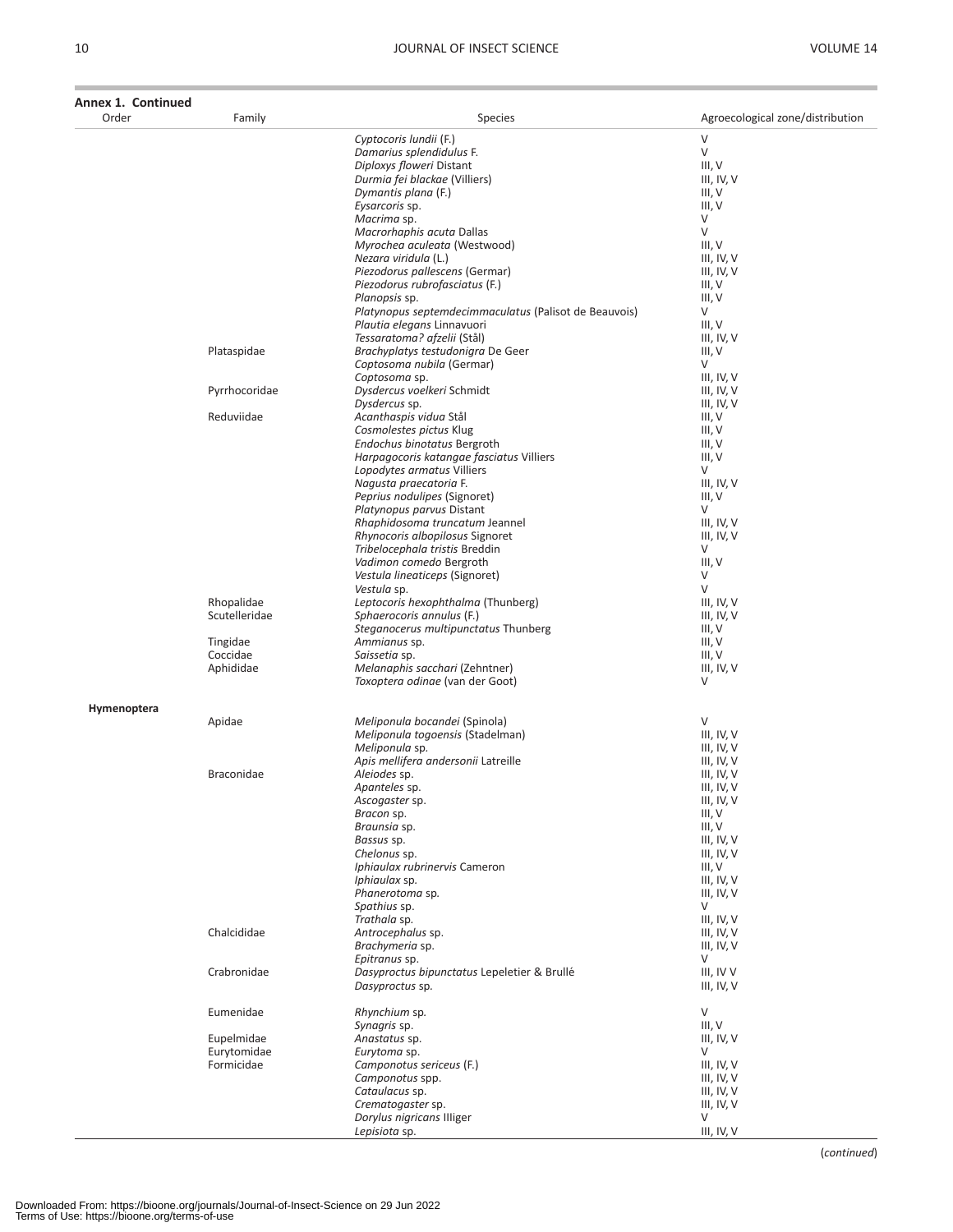**Annex 1. Continued**

| Order | Family | Species | Agroecological zone/distribution |
|---|---|---|---|
| | | *Cyptocoris lundii* (F.) | V |
| | | *Damarius splendidulus* F. | V |
| | | *Diploxys floweri* Distant | III, V |
| | | *Durmia fei blackae* (Villiers) | III, IV, V |
| | | *Dymantis plana* (F.) | III, V |
| | | *Eysarcoris* sp. | III, V |
| | | *Macrima* sp. | V |
| | | *Macrorhaphis acuta* Dallas | V |
| | | *Myrochea aculeata* (Westwood) | III, V |
| | | *Nezara viridula* (L.) | III, IV, V |
| | | *Piezodorus pallescens* (Germar) | III, IV, V |
| | | *Piezodorus rubrofasciatus* (F.) | III, V |
| | | *Planopsis* sp. | III, V |
| | | *Platynopus septemdecimmaculatus* (Palisot de Beauvois) | V |
| | | *Plautia elegans* Linnavuori | III, V |
| | | *Tessaratoma? afzelii* (Stål) | III, IV, V |
| | Plataspidae | *Brachyplatys testudonigra* De Geer | III, V |
| | | *Coptosoma nubila* (Germar) | V |
| | | *Coptosoma* sp. | III, IV, V |
| | Pyrrhocoridae | *Dysdercus voelkeri* Schmidt | III, IV, V |
| | | *Dysdercus* sp. | III, IV, V |
| | Reduviidae | *Acanthaspis vidua* Stål | III, V |
| | | *Cosmolestes pictus* Klug | III, V |
| | | *Endochus binotatus* Bergroth | III, V |
| | | *Harpagocoris katangae fasciatus* Villiers | III, V |
| | | *Lopodytes armatus* Villiers | V |
| | | *Nagusta praecatoria* F. | III, IV, V |
| | | *Peprius nodulipes* (Signoret) | III, V |
| | | *Platynopus parvus* Distant | V |
| | | *Rhaphidosoma truncatum* Jeannel | III, IV, V |
| | | *Rhynocoris albopilosus* Signoret | III, IV, V |
| | | *Tribelocephala tristis* Breddin | V |
| | | *Vadimon comedo* Bergroth | III, V |
| | | *Vestula lineaticeps* (Signoret) | V |
| | | *Vestula* sp. | V |
| | Rhopalidae | *Leptocoris hexophthalma* (Thunberg) | III, IV, V |
| | Scutelleridae | *Sphaerocoris annulus* (F.) | III, IV, V |
| | | *Steganocerus multipunctatus* Thunberg | III, V |
| | Tingidae | *Ammianus* sp. | III, V |
| | Coccidae | *Saissetia* sp. | III, V |
| | Aphididae | *Melanaphis sacchari* (Zehntner) | III, IV, V |
| | | *Toxoptera odinae* (van der Goot) | V |
| **Hymenoptera** | | | |
| | Apidae | *Meliponula bocandei* (Spinola) | V |
| | | *Meliponula togoensis* (Stadelman) | III, IV, V |
| | | *Meliponula* sp. | III, IV, V |
| | | *Apis mellifera andersonii* Latreille | III, IV, V |
| | Braconidae | *Aleiodes* sp. | III, IV, V |
| | | *Apanteles* sp. | III, IV, V |
| | | *Ascogaster* sp. | III, IV, V |
| | | *Bracon* sp. | III, V |
| | | *Braunsia* sp. | III, V |
| | | *Bassus* sp. | III, IV, V |
| | | *Chelonus* sp. | III, IV, V |
| | | *Iphiaulax rubrinervis* Cameron | III, V |
| | | *Iphiaulax* sp. | III, IV, V |
| | | *Phanerotoma* sp. | III, IV, V |
| | | *Spathius* sp. | V |
| | | *Trathala* sp. | III, IV, V |
| | Chalcididae | *Antrocephalus* sp. | III, IV, V |
| | | *Brachymeria* sp. | III, IV, V |
| | | *Epitranus* sp. | V |
| | Crabronidae | *Dasyproctus bipunctatus* Lepeletier & Brullé | III, IV V |
| | | *Dasyproctus* sp. | III, IV, V |
| | Eumenidae | *Rhynchium* sp. | V |
| | | *Synagris* sp. | III, V |
| | Eupelmidae | *Anastatus* sp. | III, IV, V |
| | Eurytomidae | *Eurytoma* sp. | V |
| | Formicidae | *Camponotus sericeus* (F.) | III, IV, V |
| | | *Camponotus* spp. | III, IV, V |
| | | *Cataulacus* sp. | III, IV, V |
| | | *Crematogaster* sp. | III, IV, V |
| | | *Dorylus nigricans* Illiger | V |
| | | *Lepisiota* sp. | III, IV, V |

(*continued*)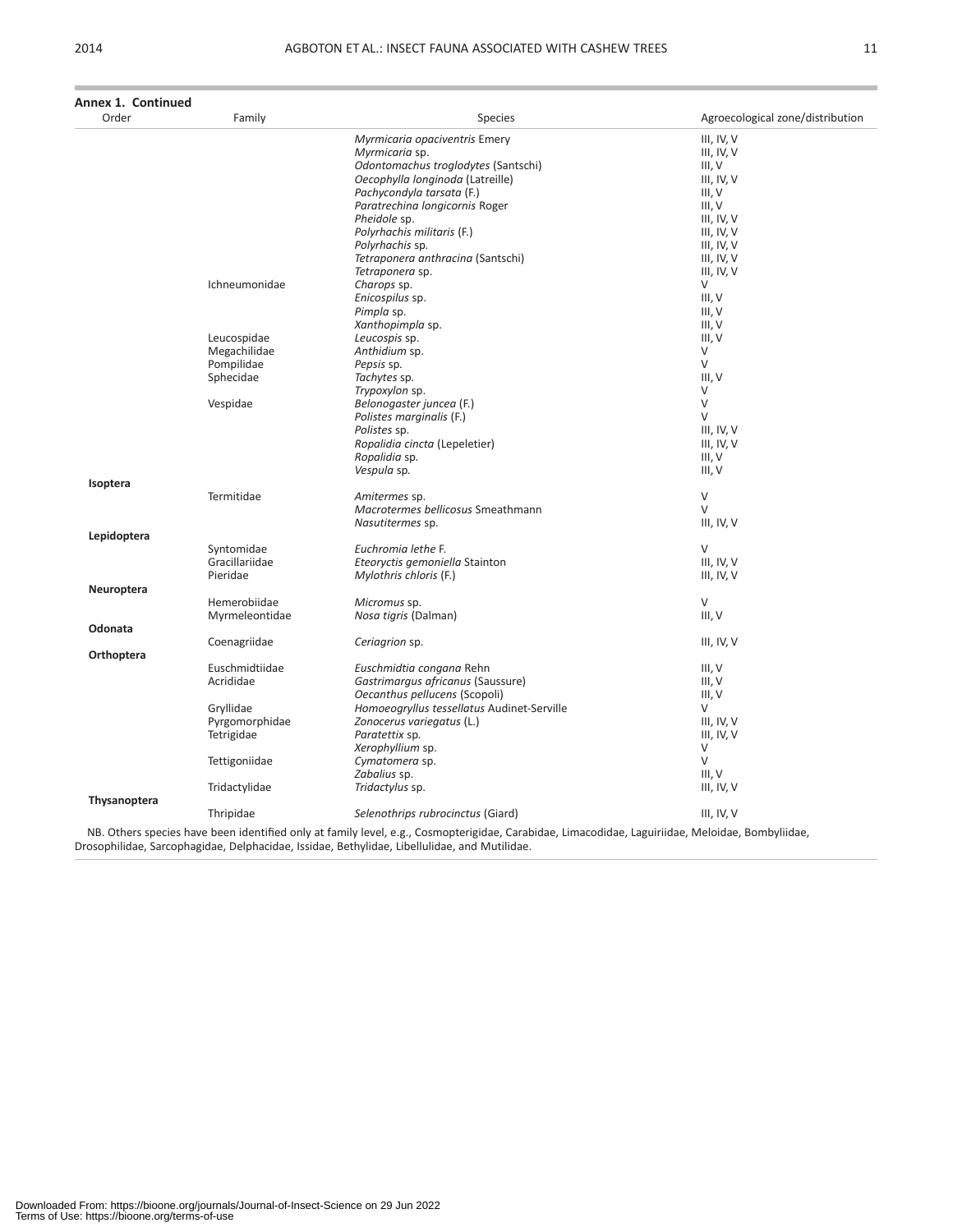**Annex 1. Continued**

| Order | Family | Species | Agroecological zone/distribution |
|---|---|---|---|
| | | *Myrmicaria opaciventris* Emery | III, IV, V |
| | | *Myrmicaria* sp. | III, IV, V |
| | | *Odontomachus troglodytes* (Santschi) | III, V |
| | | *Oecophylla longinoda* (Latreille) | III, IV, V |
| | | *Pachycondyla tarsata* (F.) | III, V |
| | | *Paratrechina longicornis* Roger | III, V |
| | | *Pheidole* sp. | III, IV, V |
| | | *Polyrhachis militaris* (F.) | III, IV, V |
| | | *Polyrhachis* sp. | III, IV, V |
| | | *Tetraponera anthracina* (Santschi) | III, IV, V |
| | | *Tetraponera* sp. | III, IV, V |
| | Ichneumonidae | *Charops* sp. | V |
| | | *Enicospilus* sp. | III, V |
| | | *Pimpla* sp. | III, V |
| | | *Xanthopimpla* sp. | III, V |
| | Leucospidae | *Leucospis* sp. | III, V |
| | Megachilidae | *Anthidium* sp. | V |
| | Pompilidae | *Pepsis* sp. | V |
| | Sphecidae | *Tachytes* sp. | III, V |
| | | *Trypoxylon* sp. | V |
| | Vespidae | *Belonogaster juncea* (F.) | V |
| | | *Polistes marginalis* (F.) | V |
| | | *Polistes* sp. | III, IV, V |
| | | *Ropalidia cincta* (Lepeletier) | III, IV, V |
| | | *Ropalidia* sp. | III, V |
| | | *Vespula* sp. | III, V |
| **Isoptera** | | | |
| | Termitidae | *Amitermes* sp. | V |
| | | *Macrotermes bellicosus* Smeathmann | V |
| | | *Nasutitermes* sp. | III, IV, V |
| **Lepidoptera** | | | |
| | Syntomidae | *Euchromia lethe* F. | V |
| | Gracillariidae | *Eteoryctis gemoniella* Stainton | III, IV, V |
| | Pieridae | *Mylothris chloris* (F.) | III, IV, V |
| **Neuroptera** | | | |
| | Hemerobiidae | *Micromus* sp. | V |
| | Myrmeleontidae | *Nosa tigris* (Dalman) | III, V |
| **Odonata** | | | |
| | Coenagriidae | *Ceriagrion* sp. | III, IV, V |
| **Orthoptera** | | | |
| | Euschmidtiidae | *Euschmidtia congana* Rehn | III, V |
| | Acrididae | *Gastrimargus africanus* (Saussure) | III, V |
| | | *Oecanthus pellucens* (Scopoli) | III, V |
| | Gryllidae | *Homoeogryllus tessellatus* Audinet-Serville | V |
| | Pyrgomorphidae | *Zonocerus variegatus* (L.) | III, IV, V |
| | Tetrigidae | *Paratettix* sp. | III, IV, V |
| | | *Xerophyllium* sp. | V |
| | Tettigoniidae | *Cymatomera* sp. | V |
| | | *Zabalius* sp. | III, V |
| | Tridactylidae | *Tridactylus* sp. | III, IV, V |
| **Thysanoptera** | | | |
| | Thripidae | *Selenothrips rubrocinctus* (Giard) | III, IV, V |

NB. Others species have been identified only at family level, e.g., Cosmopterigidae, Carabidae, Limacodidae, Laguiriidae, Meloidae, Bombyliidae, Drosophilidae, Sarcophagidae, Delphacidae, Issidae, Bethylidae, Libellulidae, and Mutilidae.